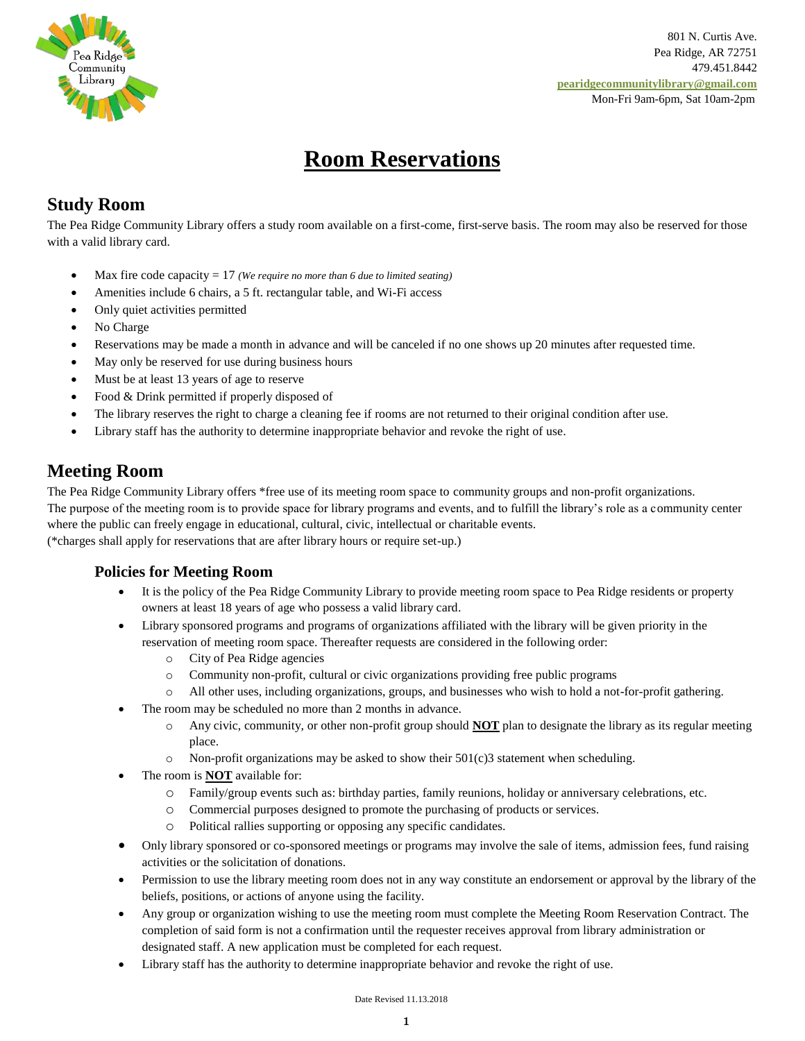801 N. Curtis Ave.
Pea Ridge, AR 72751
479.451.8442
**pearidgecommunitylibrary@gmail.com**
Mon-Fri 9am-6pm, Sat 10am-2pm

# Room Reservations

## Study Room

The Pea Ridge Community Library offers a study room available on a first-come, first-serve basis. The room may also be reserved for those with a valid library card.

- Max fire code capacity = 17 *(We require no more than 6 due to limited seating)*
- Amenities include 6 chairs, a 5 ft. rectangular table, and Wi-Fi access
- Only quiet activities permitted
- No Charge
- Reservations may be made a month in advance and will be canceled if no one shows up 20 minutes after requested time.
- May only be reserved for use during business hours
- Must be at least 13 years of age to reserve
- Food & Drink permitted if properly disposed of
- The library reserves the right to charge a cleaning fee if rooms are not returned to their original condition after use.
- Library staff has the authority to determine inappropriate behavior and revoke the right of use.

## Meeting Room

The Pea Ridge Community Library offers *free use of its meeting room space to community groups and non-profit organizations. The purpose of the meeting room is to provide space for library programs and events, and to fulfill the library's role as a community center where the public can freely engage in educational, cultural, civic, intellectual or charitable events.
(*charges shall apply for reservations that are after library hours or require set-up.)

### Policies for Meeting Room

- It is the policy of the Pea Ridge Community Library to provide meeting room space to Pea Ridge residents or property owners at least 18 years of age who possess a valid library card.
- Library sponsored programs and programs of organizations affiliated with the library will be given priority in the reservation of meeting room space. Thereafter requests are considered in the following order:
    - City of Pea Ridge agencies
    - Community non-profit, cultural or civic organizations providing free public programs
    - All other uses, including organizations, groups, and businesses who wish to hold a not-for-profit gathering.
- The room may be scheduled no more than 2 months in advance.
    - Any civic, community, or other non-profit group should **NOT** plan to designate the library as its regular meeting place.
    - Non-profit organizations may be asked to show their 501(c)3 statement when scheduling.
- The room is **NOT** available for:
    - Family/group events such as: birthday parties, family reunions, holiday or anniversary celebrations, etc.
    - Commercial purposes designed to promote the purchasing of products or services.
    - Political rallies supporting or opposing any specific candidates.
- Only library sponsored or co-sponsored meetings or programs may involve the sale of items, admission fees, fund raising activities or the solicitation of donations.
- Permission to use the library meeting room does not in any way constitute an endorsement or approval by the library of the beliefs, positions, or actions of anyone using the facility.
- Any group or organization wishing to use the meeting room must complete the Meeting Room Reservation Contract. The completion of said form is not a confirmation until the requester receives approval from library administration or designated staff. A new application must be completed for each request.
- Library staff has the authority to determine inappropriate behavior and revoke the right of use.

Date Revised 11.13.2018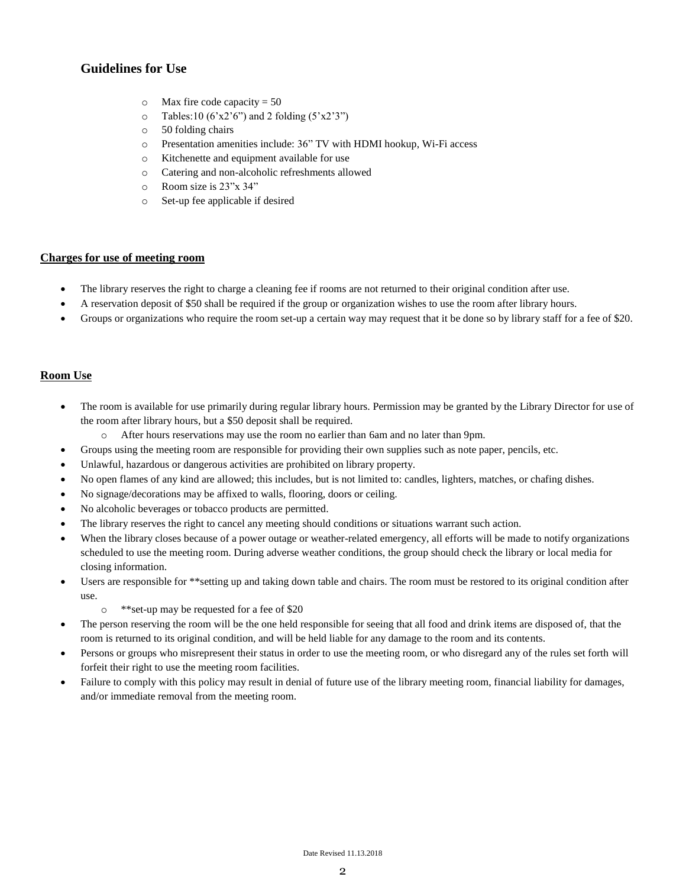## Guidelines for Use

- Max fire code capacity = 50
- Tables:10 (6'x2'6") and 2 folding (5'x2'3")
- 50 folding chairs
- Presentation amenities include: 36" TV with HDMI hookup, Wi-Fi access
- Kitchenette and equipment available for use
- Catering and non-alcoholic refreshments allowed
- Room size is 23"x 34"
- Set-up fee applicable if desired

**Charges for use of meeting room**

- The library reserves the right to charge a cleaning fee if rooms are not returned to their original condition after use.
- A reservation deposit of $50 shall be required if the group or organization wishes to use the room after library hours.
- Groups or organizations who require the room set-up a certain way may request that it be done so by library staff for a fee of $20.

**Room Use**

- The room is available for use primarily during regular library hours. Permission may be granted by the Library Director for use of the room after library hours, but a $50 deposit shall be required.
    - After hours reservations may use the room no earlier than 6am and no later than 9pm.
- Groups using the meeting room are responsible for providing their own supplies such as note paper, pencils, etc.
- Unlawful, hazardous or dangerous activities are prohibited on library property.
- No open flames of any kind are allowed; this includes, but is not limited to: candles, lighters, matches, or chafing dishes.
- No signage/decorations may be affixed to walls, flooring, doors or ceiling.
- No alcoholic beverages or tobacco products are permitted.
- The library reserves the right to cancel any meeting should conditions or situations warrant such action.
- When the library closes because of a power outage or weather-related emergency, all efforts will be made to notify organizations scheduled to use the meeting room. During adverse weather conditions, the group should check the library or local media for closing information.
- Users are responsible for **setting up and taking down table and chairs. The room must be restored to its original condition after use.
    - **set-up may be requested for a fee of $20
- The person reserving the room will be the one held responsible for seeing that all food and drink items are disposed of, that the room is returned to its original condition, and will be held liable for any damage to the room and its contents.
- Persons or groups who misrepresent their status in order to use the meeting room, or who disregard any of the rules set forth will forfeit their right to use the meeting room facilities.
- Failure to comply with this policy may result in denial of future use of the library meeting room, financial liability for damages, and/or immediate removal from the meeting room.

Date Revised 11.13.2018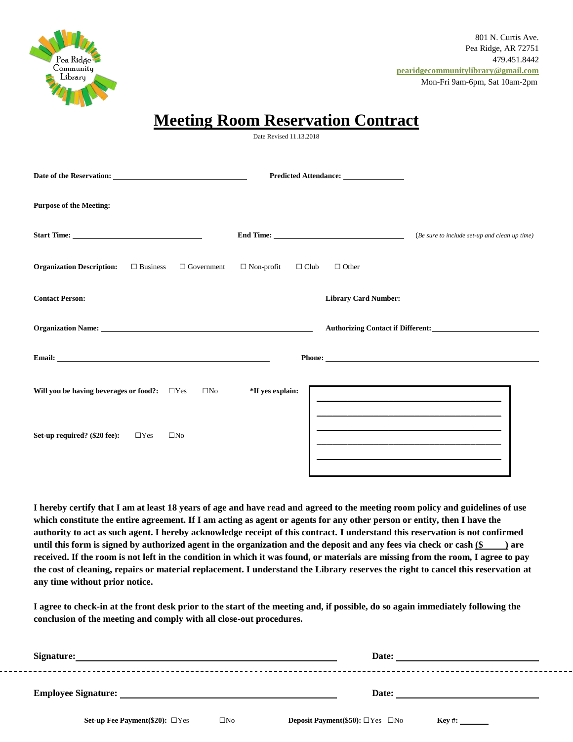Pea Ridge Community Library

801 N. Curtis Ave.
Pea Ridge, AR 72751
479.451.8442
pearidgecommunitylibrary@gmail.com
Mon-Fri 9am-6pm, Sat 10am-2pm

# Meeting Room Reservation Contract

Date Revised 11.13.2018

**Date of the Reservation:** ______________________ **Predicted Attendance:** __________

**Purpose of the Meeting:** ____________________________________________

**Start Time:** ______________________ **End Time:** ______________________ (*Be sure to include set-up and clean up time*)

**Organization Description:** ☐ Business ☐ Government ☐ Non-profit ☐ Club ☐ Other

**Contact Person:** ______________________ **Library Card Number:** ______________________

**Organization Name:** ______________________ **Authorizing Contact if Different:** ______________________

**Email:** ______________________ **Phone:** ______________________

**Will you be having beverages or food?:** ☐Yes ☐No **\*If yes explain:** ______________________

**Set-up required? ($20 fee):** ☐Yes ☐No

**I hereby certify that I am at least 18 years of age and have read and agreed to the meeting room policy and guidelines of use which constitute the entire agreement. If I am acting as agent or agents for any other person or entity, then I have the authority to act as such agent. I hereby acknowledge receipt of this contract. I understand this reservation is not confirmed until this form is signed by authorized agent in the organization and the deposit and any fees via check or cash ($\_\_\_\_\_) are received. If the room is not left in the condition in which it was found, or materials are missing from the room, I agree to pay the cost of cleaning, repairs or material replacement. I understand the Library reserves the right to cancel this reservation at any time without prior notice.**

**I agree to check-in at the front desk prior to the start of the meeting and, if possible, do so again immediately following the conclusion of the meeting and comply with all close-out procedures.**

**Signature:** ______________________ **Date:** ______________________

---

**Employee Signature:** ______________________ **Date:** ______________________

**Set-up Fee Payment($20):** ☐Yes ☐No **Deposit Payment($50):** ☐Yes ☐No **Key #:** _______